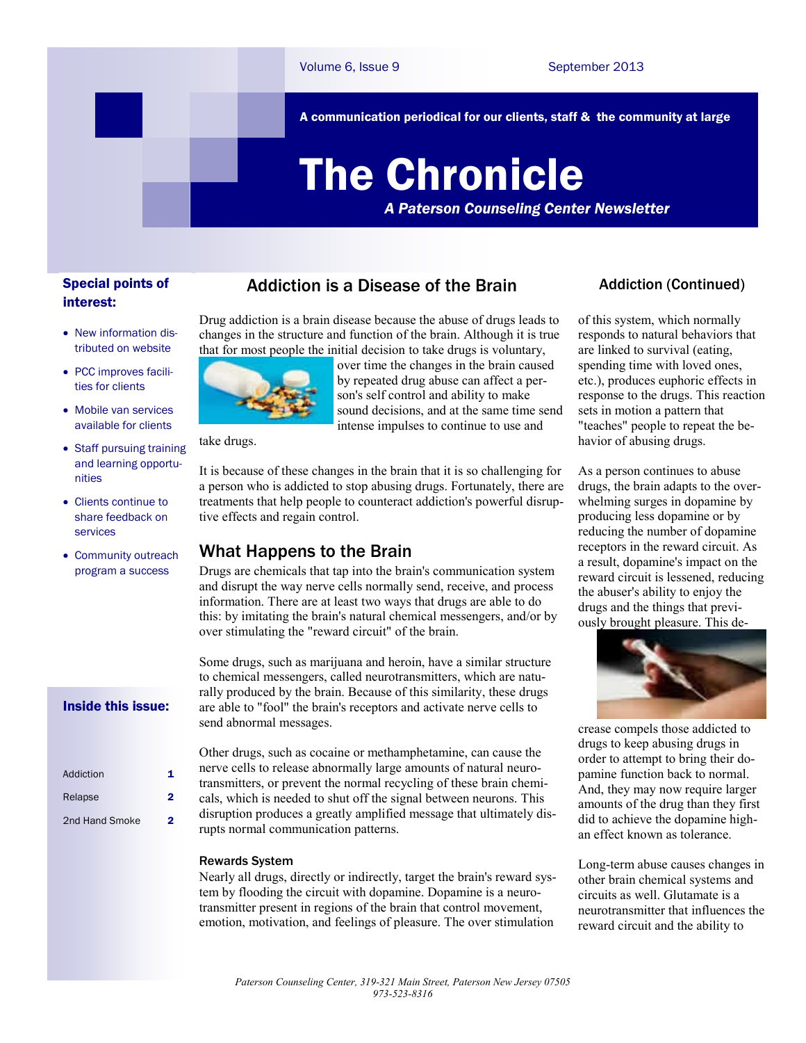A communication periodical for our clients, staff & the community at large

# The Chronicle

***A Paterson Counseling Center Newsletter***

Volume 6, Issue 9 — September 2013

**Special points of interest:**

- New information distributed on website
- PCC improves facilities for clients
- Mobile van services available for clients
- Staff pursuing training and learning opportunities
- Clients continue to share feedback on services
- Community outreach program a success

**Inside this issue:**

| | |
|---|---|
| Addiction | 1 |
| Relapse | 2 |
| 2nd Hand Smoke | 2 |

## Addiction is a Disease of the Brain

Drug addiction is a brain disease because the abuse of drugs leads to changes in the structure and function of the brain. Although it is true that for most people the initial decision to take drugs is voluntary, over time the changes in the brain caused by repeated drug abuse can affect a person's self control and ability to make sound decisions, and at the same time send intense impulses to continue to use and take drugs.

It is because of these changes in the brain that it is so challenging for a person who is addicted to stop abusing drugs. Fortunately, there are treatments that help people to counteract addiction's powerful disruptive effects and regain control.

## What Happens to the Brain

Drugs are chemicals that tap into the brain's communication system and disrupt the way nerve cells normally send, receive, and process information. There are at least two ways that drugs are able to do this: by imitating the brain's natural chemical messengers, and/or by over stimulating the "reward circuit" of the brain.

Some drugs, such as marijuana and heroin, have a similar structure to chemical messengers, called neurotransmitters, which are naturally produced by the brain. Because of this similarity, these drugs are able to "fool" the brain's receptors and activate nerve cells to send abnormal messages.

Other drugs, such as cocaine or methamphetamine, can cause the nerve cells to release abnormally large amounts of natural neurotransmitters, or prevent the normal recycling of these brain chemicals, which is needed to shut off the signal between neurons. This disruption produces a greatly amplified message that ultimately disrupts normal communication patterns.

### Rewards System

Nearly all drugs, directly or indirectly, target the brain's reward system by flooding the circuit with dopamine. Dopamine is a neurotransmitter present in regions of the brain that control movement, emotion, motivation, and feelings of pleasure. The over stimulation

## Addiction (Continued)

of this system, which normally responds to natural behaviors that are linked to survival (eating, spending time with loved ones, etc.), produces euphoric effects in response to the drugs. This reaction sets in motion a pattern that "teaches" people to repeat the behavior of abusing drugs.

As a person continues to abuse drugs, the brain adapts to the overwhelming surges in dopamine by producing less dopamine or by reducing the number of dopamine receptors in the reward circuit. As a result, dopamine's impact on the reward circuit is lessened, reducing the abuser's ability to enjoy the drugs and the things that previously brought pleasure. This decrease compels those addicted to drugs to keep abusing drugs in order to attempt to bring their dopamine function back to normal. And, they may now require larger amounts of the drug than they first did to achieve the dopamine high-an effect known as tolerance.

Long-term abuse causes changes in other brain chemical systems and circuits as well. Glutamate is a neurotransmitter that influences the reward circuit and the ability to

*Paterson Counseling Center, 319-321 Main Street, Paterson New Jersey 07505*
*973-523-8316*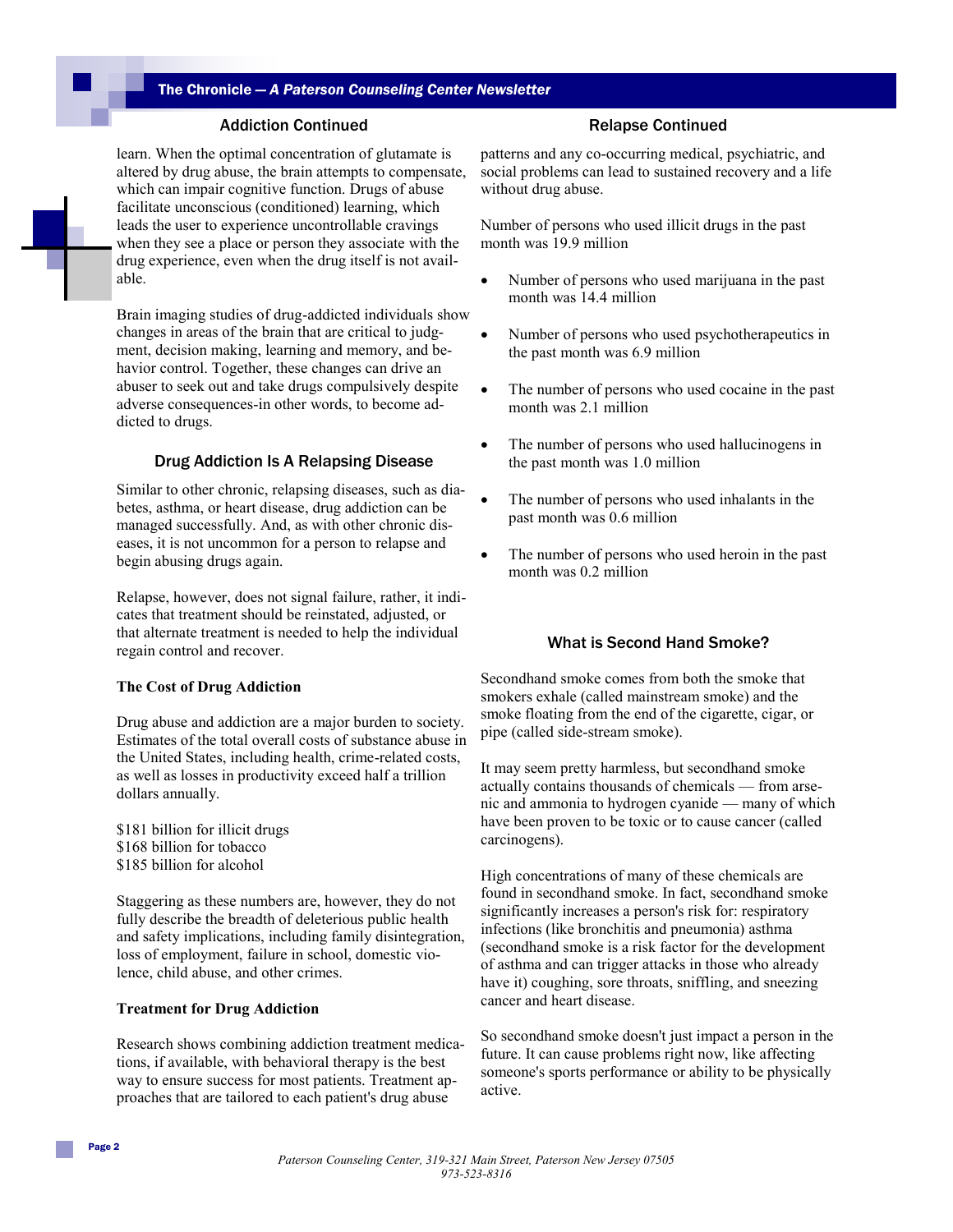## Addiction Continued

learn. When the optimal concentration of glutamate is altered by drug abuse, the brain attempts to compensate, which can impair cognitive function. Drugs of abuse facilitate unconscious (conditioned) learning, which leads the user to experience uncontrollable cravings when they see a place or person they associate with the drug experience, even when the drug itself is not available.

Brain imaging studies of drug-addicted individuals show changes in areas of the brain that are critical to judgment, decision making, learning and memory, and behavior control. Together, these changes can drive an abuser to seek out and take drugs compulsively despite adverse consequences-in other words, to become addicted to drugs.

## Drug Addiction Is A Relapsing Disease

Similar to other chronic, relapsing diseases, such as diabetes, asthma, or heart disease, drug addiction can be managed successfully. And, as with other chronic diseases, it is not uncommon for a person to relapse and begin abusing drugs again.

Relapse, however, does not signal failure, rather, it indicates that treatment should be reinstated, adjusted, or that alternate treatment is needed to help the individual regain control and recover.

**The Cost of Drug Addiction**

Drug abuse and addiction are a major burden to society. Estimates of the total overall costs of substance abuse in the United States, including health, crime-related costs, as well as losses in productivity exceed half a trillion dollars annually.

$181 billion for illicit drugs
$168 billion for tobacco
$185 billion for alcohol

Staggering as these numbers are, however, they do not fully describe the breadth of deleterious public health and safety implications, including family disintegration, loss of employment, failure in school, domestic violence, child abuse, and other crimes.

**Treatment for Drug Addiction**

Research shows combining addiction treatment medications, if available, with behavioral therapy is the best way to ensure success for most patients. Treatment approaches that are tailored to each patient's drug abuse

## Relapse Continued

patterns and any co-occurring medical, psychiatric, and social problems can lead to sustained recovery and a life without drug abuse.

Number of persons who used illicit drugs in the past month was 19.9 million

- Number of persons who used marijuana in the past month was 14.4 million
- Number of persons who used psychotherapeutics in the past month was 6.9 million
- The number of persons who used cocaine in the past month was 2.1 million
- The number of persons who used hallucinogens in the past month was 1.0 million
- The number of persons who used inhalants in the past month was 0.6 million
- The number of persons who used heroin in the past month was 0.2 million

## What is Second Hand Smoke?

Secondhand smoke comes from both the smoke that smokers exhale (called mainstream smoke) and the smoke floating from the end of the cigarette, cigar, or pipe (called side-stream smoke).

It may seem pretty harmless, but secondhand smoke actually contains thousands of chemicals — from arsenic and ammonia to hydrogen cyanide — many of which have been proven to be toxic or to cause cancer (called carcinogens).

High concentrations of many of these chemicals are found in secondhand smoke. In fact, secondhand smoke significantly increases a person's risk for: respiratory infections (like bronchitis and pneumonia) asthma (secondhand smoke is a risk factor for the development of asthma and can trigger attacks in those who already have it) coughing, sore throats, sniffling, and sneezing cancer and heart disease.

So secondhand smoke doesn't just impact a person in the future. It can cause problems right now, like affecting someone's sports performance or ability to be physically active.